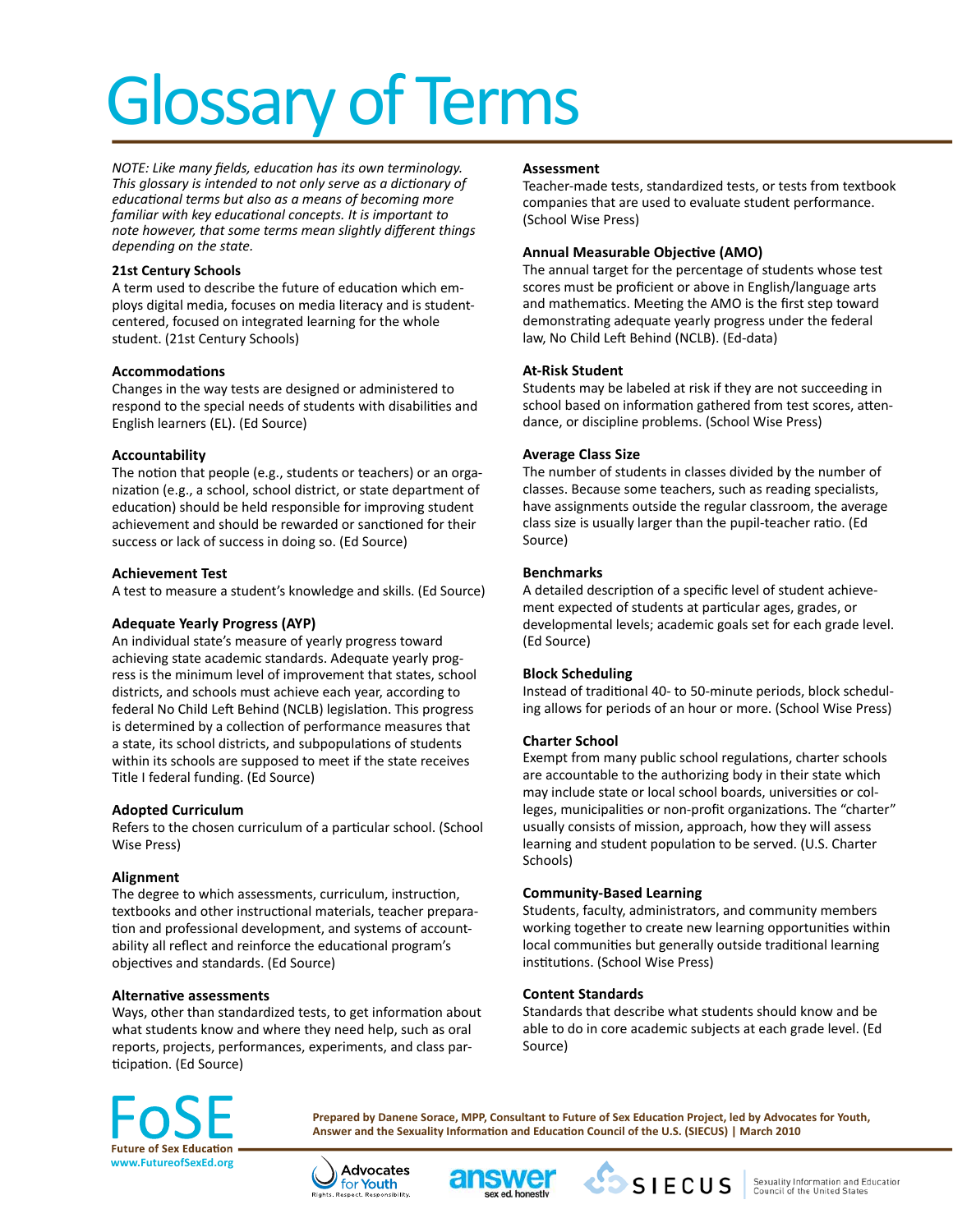# Glossary of Terms

*NOTE: Like many fields, education has its own terminology. This glossary is intended to not only serve as a dictionary of educational terms but also as a means of becoming more familiar with key educational concepts. It is important to note however, that some terms mean slightly different things depending on the state.*

**21st Century Schools**
A term used to describe the future of education which employs digital media, focuses on media literacy and is student-centered, focused on integrated learning for the whole student. (21st Century Schools)

**Accommodations**
Changes in the way tests are designed or administered to respond to the special needs of students with disabilities and English learners (EL). (Ed Source)

**Accountability**
The notion that people (e.g., students or teachers) or an organization (e.g., a school, school district, or state department of education) should be held responsible for improving student achievement and should be rewarded or sanctioned for their success or lack of success in doing so. (Ed Source)

**Achievement Test**
A test to measure a student's knowledge and skills. (Ed Source)

**Adequate Yearly Progress (AYP)**
An individual state's measure of yearly progress toward achieving state academic standards. Adequate yearly progress is the minimum level of improvement that states, school districts, and schools must achieve each year, according to federal No Child Left Behind (NCLB) legislation. This progress is determined by a collection of performance measures that a state, its school districts, and subpopulations of students within its schools are supposed to meet if the state receives Title I federal funding. (Ed Source)

**Adopted Curriculum**
Refers to the chosen curriculum of a particular school. (School Wise Press)

**Alignment**
The degree to which assessments, curriculum, instruction, textbooks and other instructional materials, teacher preparation and professional development, and systems of accountability all reflect and reinforce the educational program's objectives and standards. (Ed Source)

**Alternative assessments**
Ways, other than standardized tests, to get information about what students know and where they need help, such as oral reports, projects, performances, experiments, and class participation. (Ed Source)

**Assessment**
Teacher-made tests, standardized tests, or tests from textbook companies that are used to evaluate student performance. (School Wise Press)

**Annual Measurable Objective (AMO)**
The annual target for the percentage of students whose test scores must be proficient or above in English/language arts and mathematics. Meeting the AMO is the first step toward demonstrating adequate yearly progress under the federal law, No Child Left Behind (NCLB). (Ed-data)

**At-Risk Student**
Students may be labeled at risk if they are not succeeding in school based on information gathered from test scores, attendance, or discipline problems. (School Wise Press)

**Average Class Size**
The number of students in classes divided by the number of classes. Because some teachers, such as reading specialists, have assignments outside the regular classroom, the average class size is usually larger than the pupil-teacher ratio. (Ed Source)

**Benchmarks**
A detailed description of a specific level of student achievement expected of students at particular ages, grades, or developmental levels; academic goals set for each grade level. (Ed Source)

**Block Scheduling**
Instead of traditional 40- to 50-minute periods, block scheduling allows for periods of an hour or more. (School Wise Press)

**Charter School**
Exempt from many public school regulations, charter schools are accountable to the authorizing body in their state which may include state or local school boards, universities or colleges, municipalities or non-profit organizations. The "charter" usually consists of mission, approach, how they will assess learning and student population to be served. (U.S. Charter Schools)

**Community-Based Learning**
Students, faculty, administrators, and community members working together to create new learning opportunities within local communities but generally outside traditional learning institutions. (School Wise Press)

**Content Standards**
Standards that describe what students should know and be able to do in core academic subjects at each grade level. (Ed Source)

FoSE
Future of Sex Education
www.FutureofSexEd.org

**Prepared by Danene Sorace, MPP, Consultant to Future of Sex Education Project, led by Advocates for Youth, Answer and the Sexuality Information and Education Council of the U.S. (SIECUS) | March 2010**

Advocates for Youth — Rights. Respect. Responsibility.
answer — sex ed. honestly
SIECUS — Sexuality Information and Education Council of the United States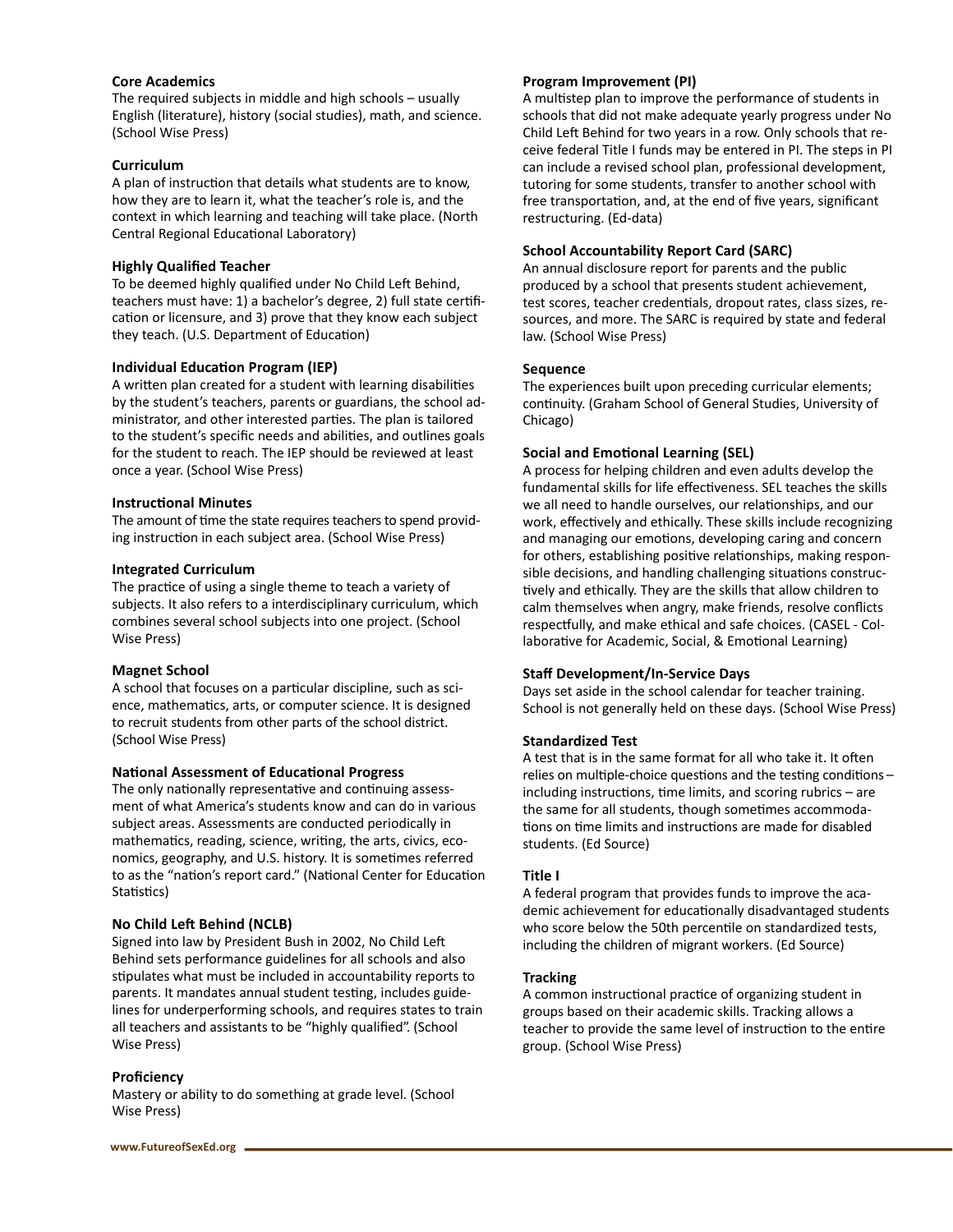**Core Academics**

The required subjects in middle and high schools – usually English (literature), history (social studies), math, and science. (School Wise Press)

**Curriculum**

A plan of instruction that details what students are to know, how they are to learn it, what the teacher's role is, and the context in which learning and teaching will take place. (North Central Regional Educational Laboratory)

**Highly Qualified Teacher**

To be deemed highly qualified under No Child Left Behind, teachers must have: 1) a bachelor's degree, 2) full state certification or licensure, and 3) prove that they know each subject they teach. (U.S. Department of Education)

**Individual Education Program (IEP)**

A written plan created for a student with learning disabilities by the student's teachers, parents or guardians, the school administrator, and other interested parties. The plan is tailored to the student's specific needs and abilities, and outlines goals for the student to reach. The IEP should be reviewed at least once a year. (School Wise Press)

**Instructional Minutes**

The amount of time the state requires teachers to spend providing instruction in each subject area. (School Wise Press)

**Integrated Curriculum**

The practice of using a single theme to teach a variety of subjects. It also refers to a interdisciplinary curriculum, which combines several school subjects into one project. (School Wise Press)

**Magnet School**

A school that focuses on a particular discipline, such as science, mathematics, arts, or computer science. It is designed to recruit students from other parts of the school district. (School Wise Press)

**National Assessment of Educational Progress**

The only nationally representative and continuing assessment of what America's students know and can do in various subject areas. Assessments are conducted periodically in mathematics, reading, science, writing, the arts, civics, economics, geography, and U.S. history. It is sometimes referred to as the "nation's report card." (National Center for Education Statistics)

**No Child Left Behind (NCLB)**

Signed into law by President Bush in 2002, No Child Left Behind sets performance guidelines for all schools and also stipulates what must be included in accountability reports to parents. It mandates annual student testing, includes guidelines for underperforming schools, and requires states to train all teachers and assistants to be "highly qualified". (School Wise Press)

**Proficiency**

Mastery or ability to do something at grade level. (School Wise Press)

**Program Improvement (PI)**

A multistep plan to improve the performance of students in schools that did not make adequate yearly progress under No Child Left Behind for two years in a row. Only schools that receive federal Title I funds may be entered in PI. The steps in PI can include a revised school plan, professional development, tutoring for some students, transfer to another school with free transportation, and, at the end of five years, significant restructuring. (Ed-data)

**School Accountability Report Card (SARC)**

An annual disclosure report for parents and the public produced by a school that presents student achievement, test scores, teacher credentials, dropout rates, class sizes, resources, and more. The SARC is required by state and federal law. (School Wise Press)

**Sequence**

The experiences built upon preceding curricular elements; continuity. (Graham School of General Studies, University of Chicago)

**Social and Emotional Learning (SEL)**

A process for helping children and even adults develop the fundamental skills for life effectiveness. SEL teaches the skills we all need to handle ourselves, our relationships, and our work, effectively and ethically. These skills include recognizing and managing our emotions, developing caring and concern for others, establishing positive relationships, making responsible decisions, and handling challenging situations constructively and ethically. They are the skills that allow children to calm themselves when angry, make friends, resolve conflicts respectfully, and make ethical and safe choices. (CASEL - Collaborative for Academic, Social, & Emotional Learning)

**Staff Development/In-Service Days**

Days set aside in the school calendar for teacher training. School is not generally held on these days. (School Wise Press)

**Standardized Test**

A test that is in the same format for all who take it. It often relies on multiple-choice questions and the testing conditions – including instructions, time limits, and scoring rubrics – are the same for all students, though sometimes accommodations on time limits and instructions are made for disabled students. (Ed Source)

**Title I**

A federal program that provides funds to improve the academic achievement for educationally disadvantaged students who score below the 50th percentile on standardized tests, including the children of migrant workers. (Ed Source)

**Tracking**

A common instructional practice of organizing student in groups based on their academic skills. Tracking allows a teacher to provide the same level of instruction to the entire group. (School Wise Press)